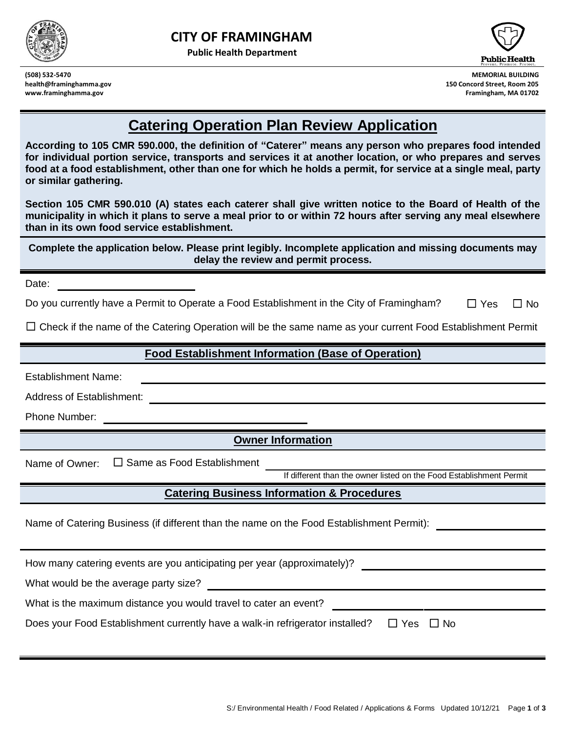# CITY OF FRAMINGHAM

**Public Health Department**

**(508) 532-5470**
**health@framinghamma.gov**
**www.framinghamma.gov**

**MEMORIAL BUILDING**
**150 Concord Street, Room 205**
**Framingham, MA 01702**

## Catering Operation Plan Review Application

**According to 105 CMR 590.000, the definition of "Caterer" means any person who prepares food intended for individual portion service, transports and services it at another location, or who prepares and serves food at a food establishment, other than one for which he holds a permit, for service at a single meal, party or similar gathering.**

**Section 105 CMR 590.010 (A) states each caterer shall give written notice to the Board of Health of the municipality in which it plans to serve a meal prior to or within 72 hours after serving any meal elsewhere than in its own food service establishment.**

**Complete the application below. Please print legibly. Incomplete application and missing documents may delay the review and permit process.**

Date: ______________________

Do you currently have a Permit to Operate a Food Establishment in the City of Framingham? ☐ Yes ☐ No

☐ Check if the name of the Catering Operation will be the same name as your current Food Establishment Permit

### Food Establishment Information (Base of Operation)

Establishment Name: ______________________

Address of Establishment: ______________________

Phone Number: ______________________

### Owner Information

Name of Owner: ☐ Same as Food Establishment ______________________

If different than the owner listed on the Food Establishment Permit

### Catering Business Information & Procedures

Name of Catering Business (if different than the name on the Food Establishment Permit): ______________________

How many catering events are you anticipating per year (approximately)? ______________________

What would be the average party size? ______________________

What is the maximum distance you would travel to cater an event? ______________________

Does your Food Establishment currently have a walk-in refrigerator installed? ☐ Yes ☐ No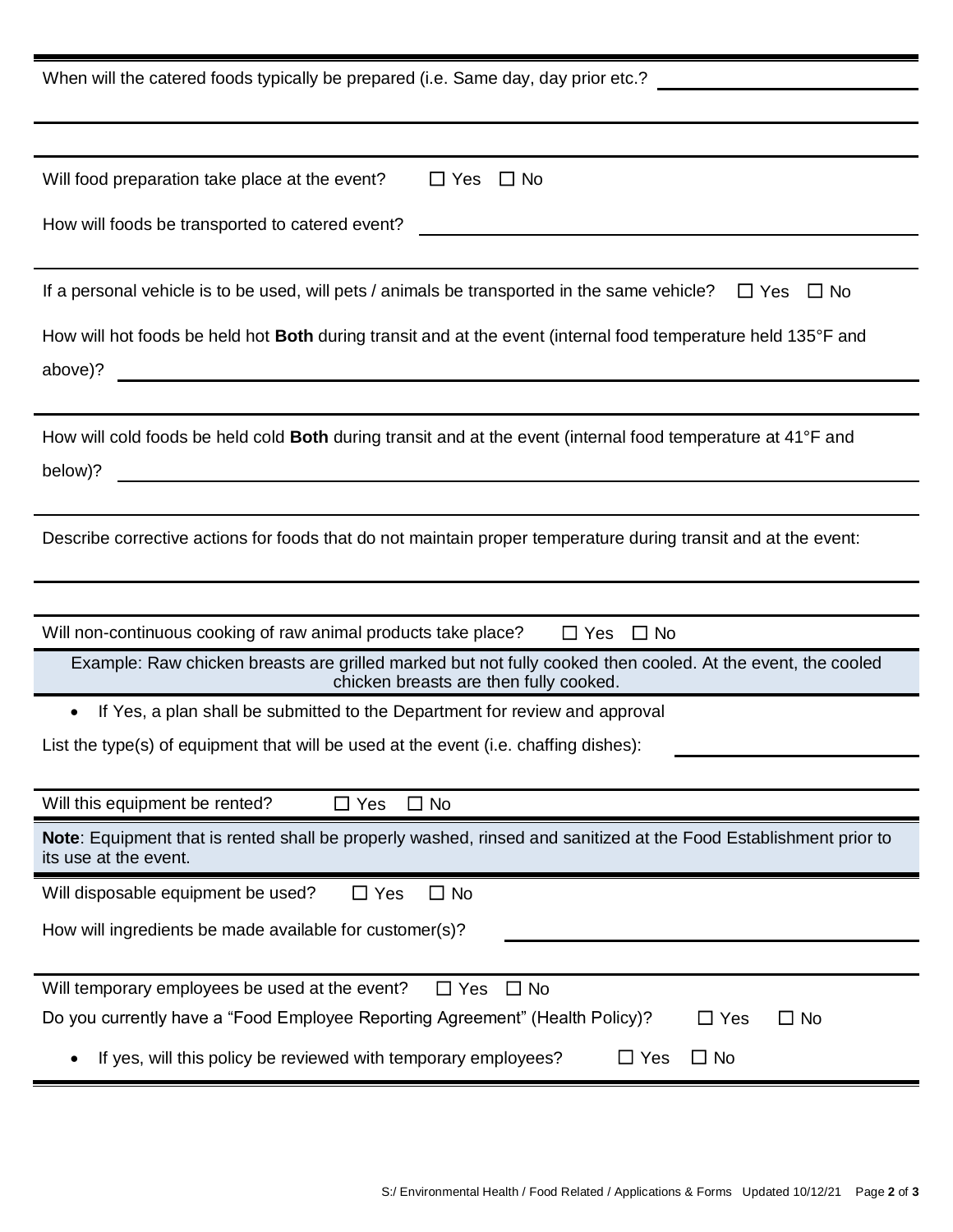When will the catered foods typically be prepared (i.e. Same day, day prior etc.? ______________________

---

Will food preparation take place at the event? ☐ Yes ☐ No

How will foods be transported to catered event? ______________________

---

If a personal vehicle is to be used, will pets / animals be transported in the same vehicle? ☐ Yes ☐ No

How will hot foods be held hot **Both** during transit and at the event (internal food temperature held 135°F and above)? ______________________

---

How will cold foods be held cold **Both** during transit and at the event (internal food temperature at 41°F and below)? ______________________

---

Describe corrective actions for foods that do not maintain proper temperature during transit and at the event:

---

Will non-continuous cooking of raw animal products take place? ☐ Yes ☐ No

Example: Raw chicken breasts are grilled marked but not fully cooked then cooled. At the event, the cooled chicken breasts are then fully cooked.

- If Yes, a plan shall be submitted to the Department for review and approval

List the type(s) of equipment that will be used at the event (i.e. chaffing dishes): ______________________

---

Will this equipment be rented? ☐ Yes ☐ No

**Note**: Equipment that is rented shall be properly washed, rinsed and sanitized at the Food Establishment prior to its use at the event.

Will disposable equipment be used? ☐ Yes ☐ No

How will ingredients be made available for customer(s)? ______________________

---

Will temporary employees be used at the event? ☐ Yes ☐ No

Do you currently have a "Food Employee Reporting Agreement" (Health Policy)? ☐ Yes ☐ No

- If yes, will this policy be reviewed with temporary employees? ☐ Yes ☐ No

S:/ Environmental Health / Food Related / Applications & Forms Updated 10/12/21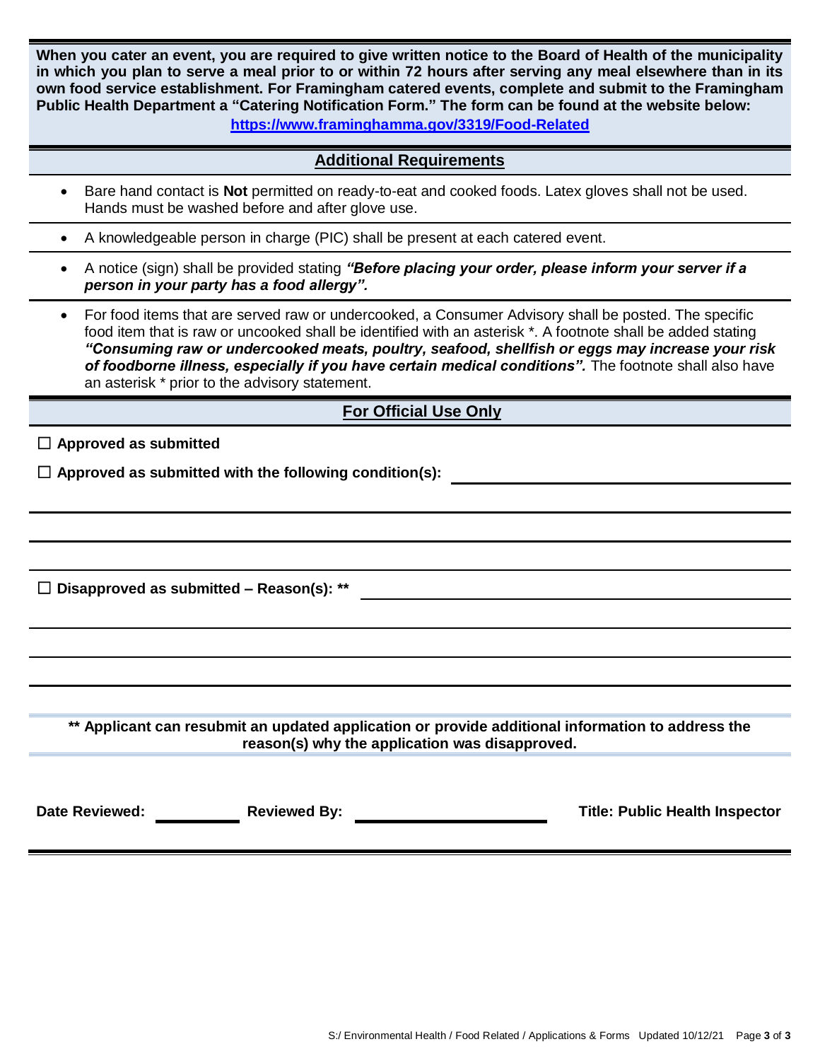**When you cater an event, you are required to give written notice to the Board of Health of the municipality in which you plan to serve a meal prior to or within 72 hours after serving any meal elsewhere than in its own food service establishment. For Framingham catered events, complete and submit to the Framingham Public Health Department a "Catering Notification Form." The form can be found at the website below:**

**https://www.framinghamma.gov/3319/Food-Related**

## Additional Requirements

- Bare hand contact is **Not** permitted on ready-to-eat and cooked foods. Latex gloves shall not be used. Hands must be washed before and after glove use.
- A knowledgeable person in charge (PIC) shall be present at each catered event.
- A notice (sign) shall be provided stating ***"Before placing your order, please inform your server if a person in your party has a food allergy".***
- For food items that are served raw or undercooked, a Consumer Advisory shall be posted. The specific food item that is raw or uncooked shall be identified with an asterisk *. A footnote shall be added stating ***"Consuming raw or undercooked meats, poultry, seafood, shellfish or eggs may increase your risk of foodborne illness, especially if you have certain medical conditions".*** The footnote shall also have an asterisk * prior to the advisory statement.

## For Official Use Only

☐ **Approved as submitted**

☐ **Approved as submitted with the following condition(s):** \_\_\_\_\_\_\_\_\_\_\_\_\_\_\_\_\_\_\_\_

\_\_\_\_\_\_\_\_\_\_\_\_\_\_\_\_\_\_\_\_\_\_\_\_\_\_\_\_\_\_\_\_\_\_\_\_\_\_\_\_

\_\_\_\_\_\_\_\_\_\_\_\_\_\_\_\_\_\_\_\_\_\_\_\_\_\_\_\_\_\_\_\_\_\_\_\_\_\_\_\_

\_\_\_\_\_\_\_\_\_\_\_\_\_\_\_\_\_\_\_\_\_\_\_\_\_\_\_\_\_\_\_\_\_\_\_\_\_\_\_\_

☐ **Disapproved as submitted – Reason(s): \*\*** \_\_\_\_\_\_\_\_\_\_\_\_\_\_\_\_\_\_\_\_

\_\_\_\_\_\_\_\_\_\_\_\_\_\_\_\_\_\_\_\_\_\_\_\_\_\_\_\_\_\_\_\_\_\_\_\_\_\_\_\_

\_\_\_\_\_\_\_\_\_\_\_\_\_\_\_\_\_\_\_\_\_\_\_\_\_\_\_\_\_\_\_\_\_\_\_\_\_\_\_\_

\_\_\_\_\_\_\_\_\_\_\_\_\_\_\_\_\_\_\_\_\_\_\_\_\_\_\_\_\_\_\_\_\_\_\_\_\_\_\_\_

**\*\* Applicant can resubmit an updated application or provide additional information to address the reason(s) why the application was disapproved.**

**Date Reviewed:** \_\_\_\_\_\_\_\_\_\_ **Reviewed By:** \_\_\_\_\_\_\_\_\_\_\_\_\_\_\_\_\_\_\_\_ **Title: Public Health Inspector**

S:/ Environmental Health / Food Related / Applications & Forms Updated 10/12/21